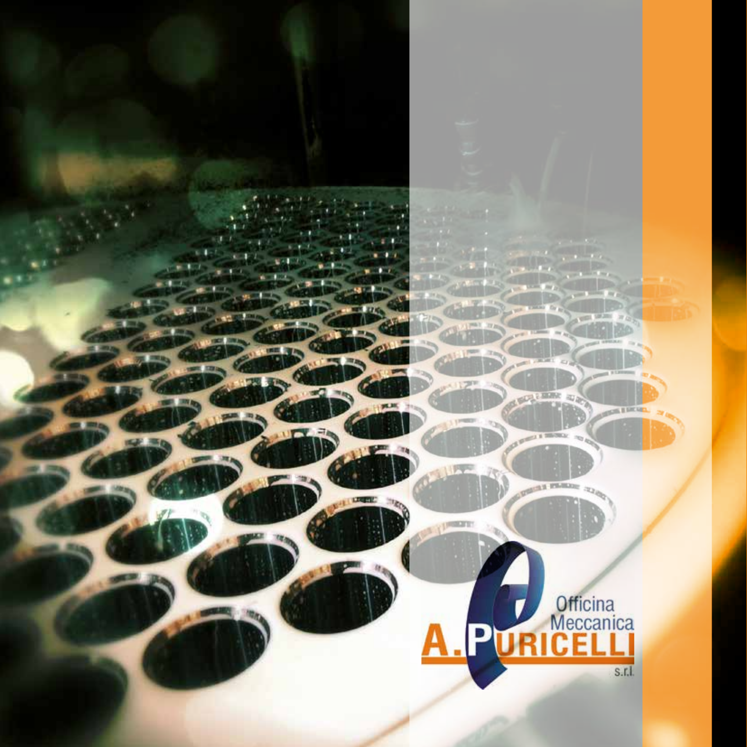Officina Meccanica

# A.PURICELLI

s.r.l.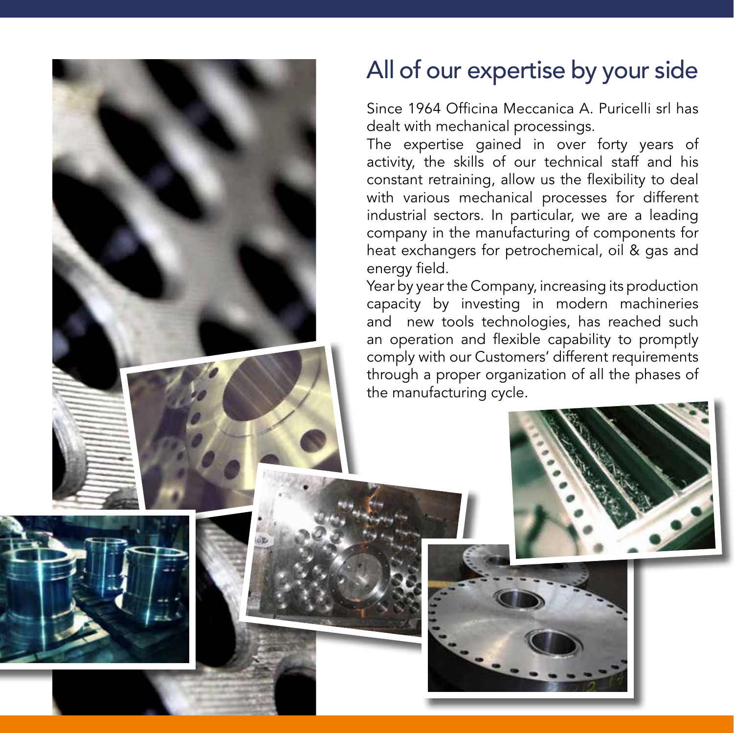# All of our expertise by your side

Since 1964 Officina Meccanica A. Puricelli srl has dealt with mechanical processings.

The expertise gained in over forty years of activity, the skills of our technical staff and his constant retraining, allow us the flexibility to deal with various mechanical processes for different industrial sectors. In particular, we are a leading company in the manufacturing of components for heat exchangers for petrochemical, oil & gas and energy field.

Year by year the Company, increasing its production capacity by investing in modern machineries and new tools technologies, has reached such an operation and flexible capability to promptly comply with our Customers' different requirements through a proper organization of all the phases of the manufacturing cycle.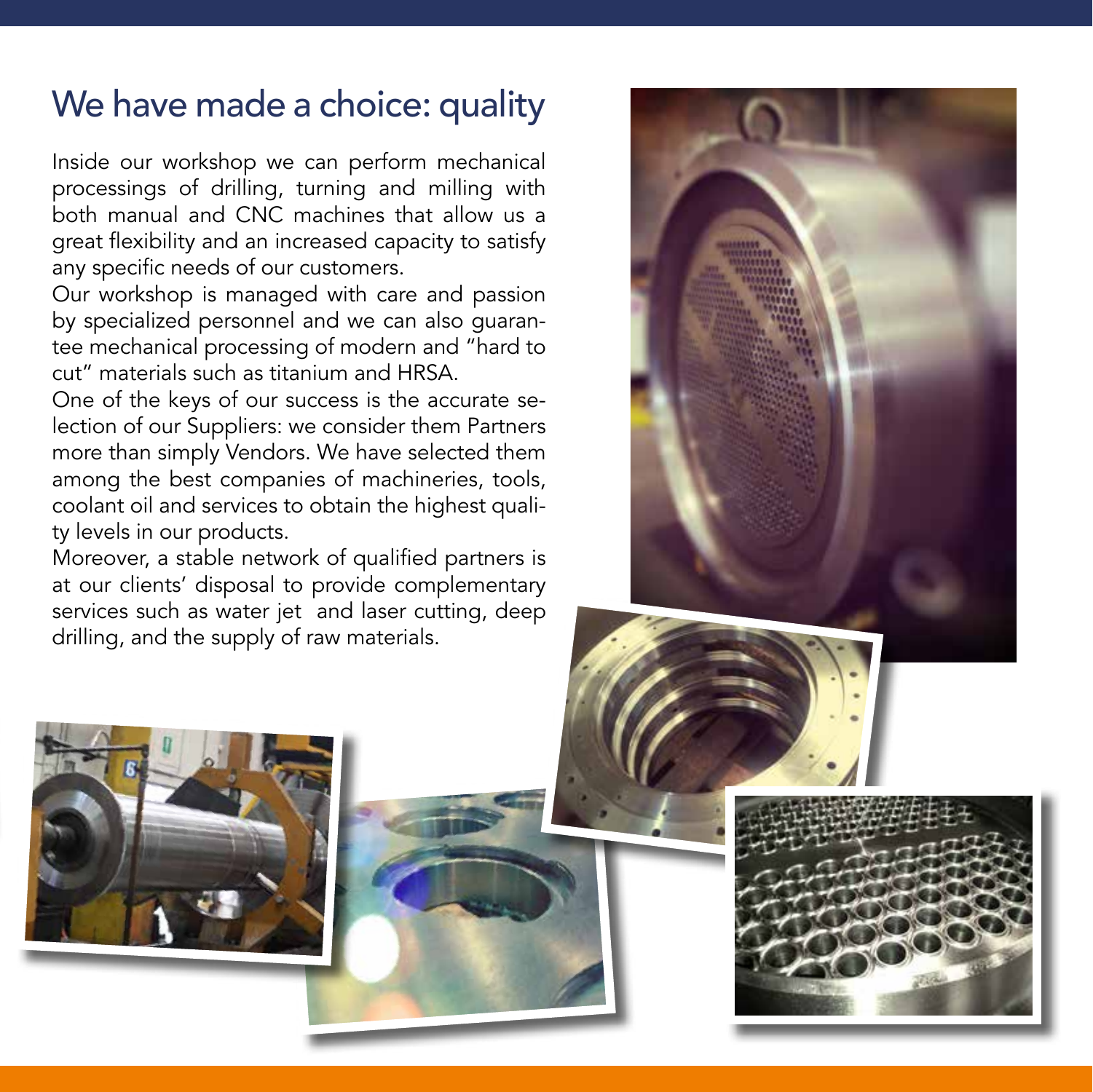## We have made a choice: quality

Inside our workshop we can perform mechanical processings of drilling, turning and milling with both manual and CNC machines that allow us a great flexibility and an increased capacity to satisfy any specific needs of our customers.

Our workshop is managed with care and passion by specialized personnel and we can also guarantee mechanical processing of modern and "hard to cut" materials such as titanium and HRSA.

One of the keys of our success is the accurate selection of our Suppliers: we consider them Partners more than simply Vendors. We have selected them among the best companies of machineries, tools, coolant oil and services to obtain the highest quality levels in our products.

Moreover, a stable network of qualified partners is at our clients' disposal to provide complementary services such as water jet and laser cutting, deep drilling, and the supply of raw materials.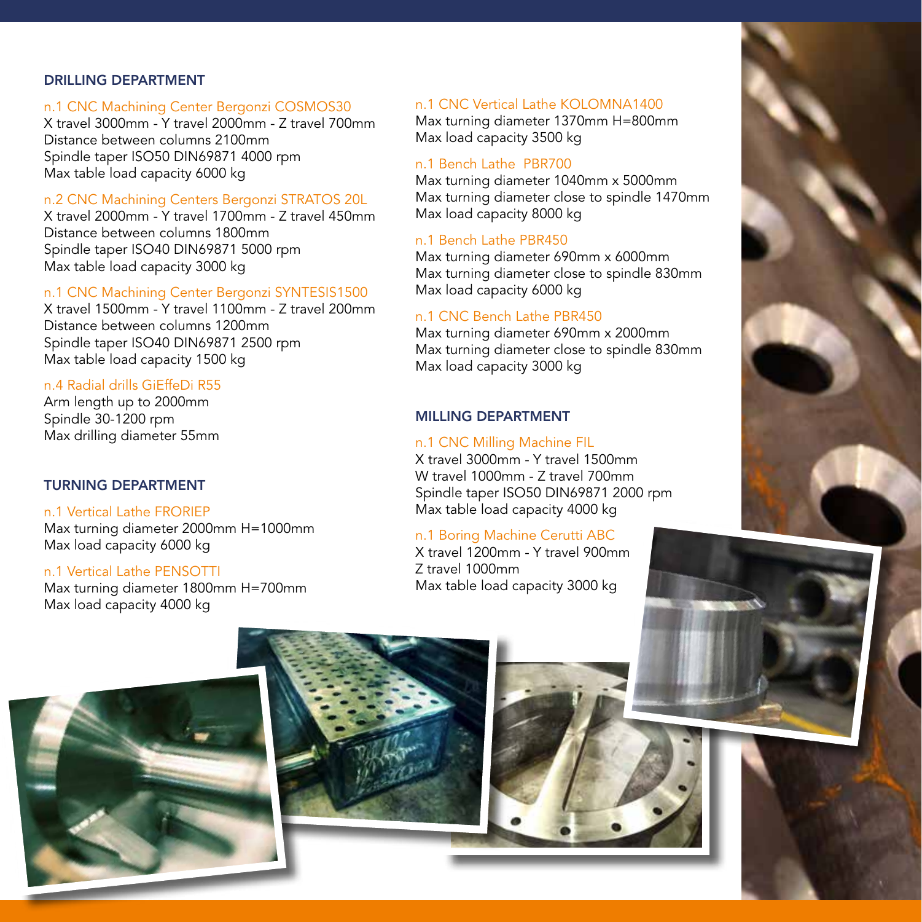## DRILLING DEPARTMENT

n.1 CNC Machining Center Bergonzi COSMOS30
X travel 3000mm - Y travel 2000mm - Z travel 700mm
Distance between columns 2100mm
Spindle taper ISO50 DIN69871 4000 rpm
Max table load capacity 6000 kg

n.2 CNC Machining Centers Bergonzi STRATOS 20L
X travel 2000mm - Y travel 1700mm - Z travel 450mm
Distance between columns 1800mm
Spindle taper ISO40 DIN69871 5000 rpm
Max table load capacity 3000 kg

n.1 CNC Machining Center Bergonzi SYNTESIS1500
X travel 1500mm - Y travel 1100mm - Z travel 200mm
Distance between columns 1200mm
Spindle taper ISO40 DIN69871 2500 rpm
Max table load capacity 1500 kg

n.4 Radial drills GiEffeDi R55
Arm length up to 2000mm
Spindle 30-1200 rpm
Max drilling diameter 55mm

## TURNING DEPARTMENT

n.1 Vertical Lathe FRORIEP
Max turning diameter 2000mm H=1000mm
Max load capacity 6000 kg

n.1 Vertical Lathe PENSOTTI
Max turning diameter 1800mm H=700mm
Max load capacity 4000 kg

n.1 CNC Vertical Lathe KOLOMNA1400
Max turning diameter 1370mm H=800mm
Max load capacity 3500 kg

n.1 Bench Lathe PBR700
Max turning diameter 1040mm x 5000mm
Max turning diameter close to spindle 1470mm
Max load capacity 8000 kg

n.1 Bench Lathe PBR450
Max turning diameter 690mm x 6000mm
Max turning diameter close to spindle 830mm
Max load capacity 6000 kg

n.1 CNC Bench Lathe PBR450
Max turning diameter 690mm x 2000mm
Max turning diameter close to spindle 830mm
Max load capacity 3000 kg

## MILLING DEPARTMENT

n.1 CNC Milling Machine FIL
X travel 3000mm - Y travel 1500mm
W travel 1000mm - Z travel 700mm
Spindle taper ISO50 DIN69871 2000 rpm
Max table load capacity 4000 kg

n.1 Boring Machine Cerutti ABC
X travel 1200mm - Y travel 900mm
Z travel 1000mm
Max table load capacity 3000 kg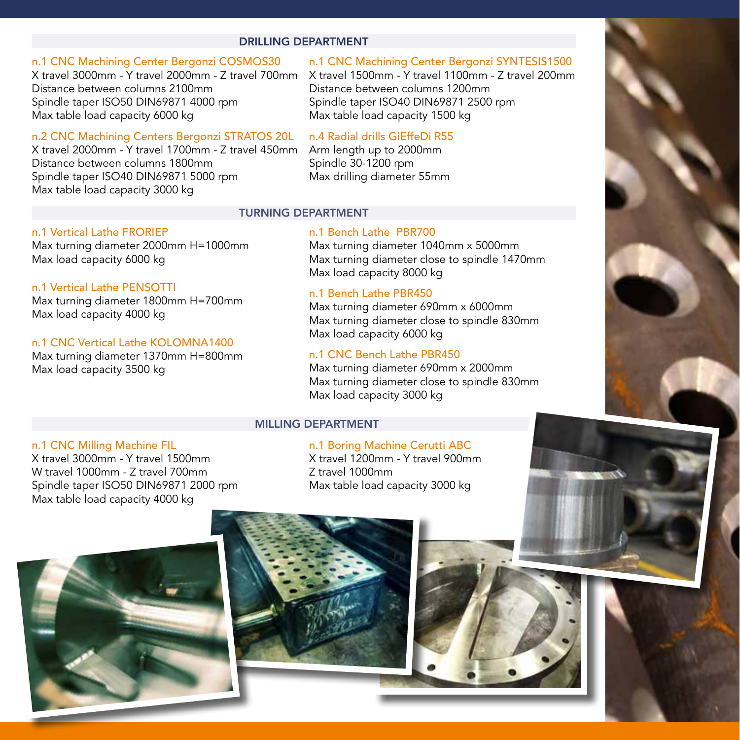## DRILLING DEPARTMENT

### n.1 CNC Machining Center Bergonzi COSMOS30

X travel 3000mm - Y travel 2000mm - Z travel 700mm
Distance between columns 2100mm
Spindle taper ISO50 DIN69871 4000 rpm
Max table load capacity 6000 kg

### n.2 CNC Machining Centers Bergonzi STRATOS 20L

X travel 2000mm - Y travel 1700mm - Z travel 450mm
Distance between columns 1800mm
Spindle taper ISO40 DIN69871 5000 rpm
Max table load capacity 3000 kg

### n.1 CNC Machining Center Bergonzi SYNTESIS1500

X travel 1500mm - Y travel 1100mm - Z travel 200mm
Distance between columns 1200mm
Spindle taper ISO40 DIN69871 2500 rpm
Max table load capacity 1500 kg

### n.4 Radial drills GiEffeDi R55

Arm length up to 2000mm
Spindle 30-1200 rpm
Max drilling diameter 55mm

## TURNING DEPARTMENT

### n.1 Vertical Lathe FRORIEP

Max turning diameter 2000mm H=1000mm
Max load capacity 6000 kg

### n.1 Vertical Lathe PENSOTTI

Max turning diameter 1800mm H=700mm
Max load capacity 4000 kg

### n.1 CNC Vertical Lathe KOLOMNA1400

Max turning diameter 1370mm H=800mm
Max load capacity 3500 kg

### n.1 Bench Lathe PBR700

Max turning diameter 1040mm x 5000mm
Max turning diameter close to spindle 1470mm
Max load capacity 8000 kg

### n.1 Bench Lathe PBR450

Max turning diameter 690mm x 6000mm
Max turning diameter close to spindle 830mm
Max load capacity 6000 kg

### n.1 CNC Bench Lathe PBR450

Max turning diameter 690mm x 2000mm
Max turning diameter close to spindle 830mm
Max load capacity 3000 kg

## MILLING DEPARTMENT

### n.1 CNC Milling Machine FIL

X travel 3000mm - Y travel 1500mm
W travel 1000mm - Z travel 700mm
Spindle taper ISO50 DIN69871 2000 rpm
Max table load capacity 4000 kg

### n.1 Boring Machine Cerutti ABC

X travel 1200mm - Y travel 900mm
Z travel 1000mm
Max table load capacity 3000 kg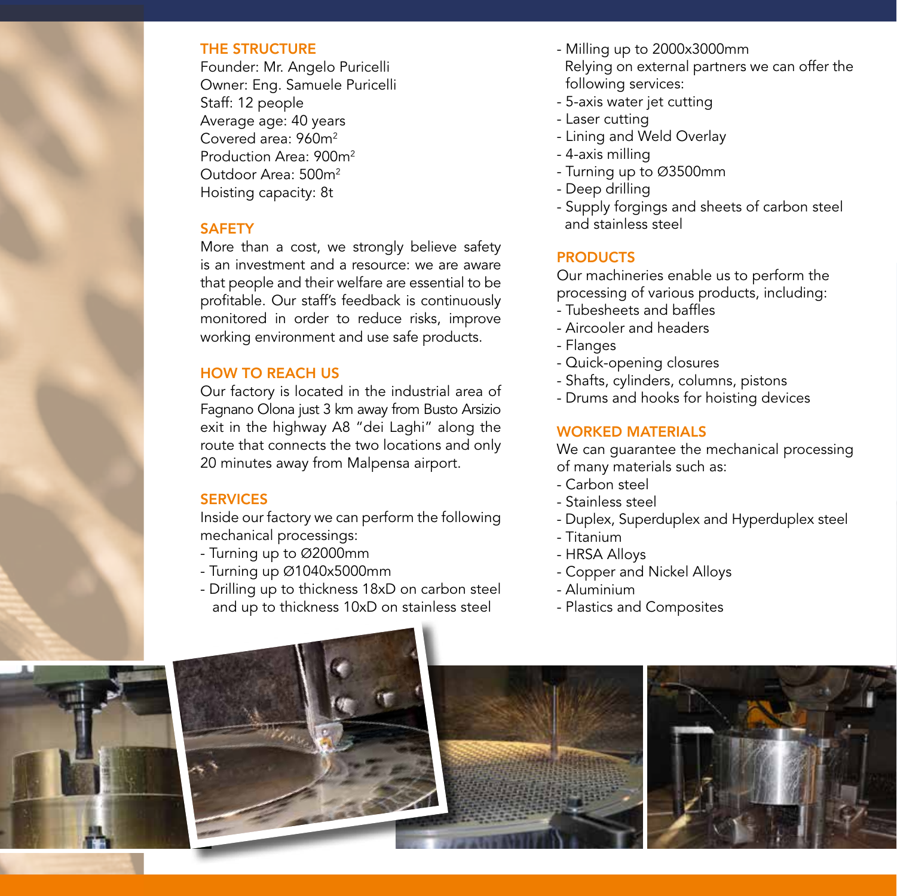## THE STRUCTURE

Founder: Mr. Angelo Puricelli
Owner: Eng. Samuele Puricelli
Staff: 12 people
Average age: 40 years
Covered area: 960m$^2$
Production Area: 900m$^2$
Outdoor Area: 500m$^2$
Hoisting capacity: 8t

## SAFETY

More than a cost, we strongly believe safety is an investment and a resource: we are aware that people and their welfare are essential to be profitable. Our staff's feedback is continuously monitored in order to reduce risks, improve working environment and use safe products.

## HOW TO REACH US

Our factory is located in the industrial area of Fagnano Olona just 3 km away from Busto Arsizio exit in the highway A8 "dei Laghi" along the route that connects the two locations and only 20 minutes away from Malpensa airport.

## SERVICES

Inside our factory we can perform the following mechanical processings:

- Turning up to Ø2000mm
- Turning up Ø1040x5000mm
- Drilling up to thickness 18xD on carbon steel and up to thickness 10xD on stainless steel
- Milling up to 2000x3000mm

Relying on external partners we can offer the following services:

- 5-axis water jet cutting
- Laser cutting
- Lining and Weld Overlay
- 4-axis milling
- Turning up to Ø3500mm
- Deep drilling
- Supply forgings and sheets of carbon steel and stainless steel

## PRODUCTS

Our machineries enable us to perform the processing of various products, including:

- Tubesheets and baffles
- Aircooler and headers
- Flanges
- Quick-opening closures
- Shafts, cylinders, columns, pistons
- Drums and hooks for hoisting devices

## WORKED MATERIALS

We can guarantee the mechanical processing of many materials such as:

- Carbon steel
- Stainless steel
- Duplex, Superduplex and Hyperduplex steel
- Titanium
- HRSA Alloys
- Copper and Nickel Alloys
- Aluminium
- Plastics and Composites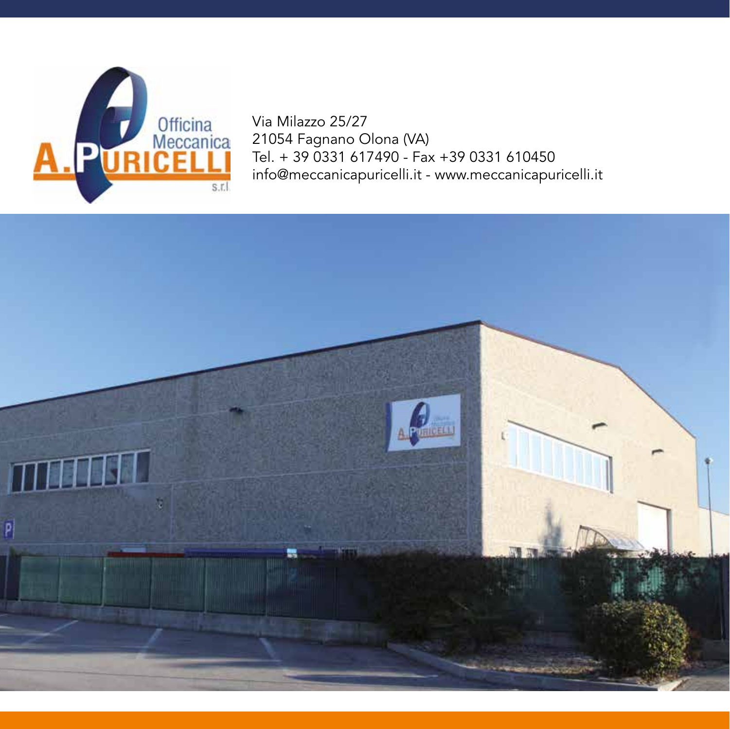Officina Meccanica
A.PURICELLI s.r.l.

Via Milazzo 25/27
21054 Fagnano Olona (VA)
Tel. + 39 0331 617490 - Fax +39 0331 610450
info@meccanicapuricelli.it - www.meccanicapuricelli.it